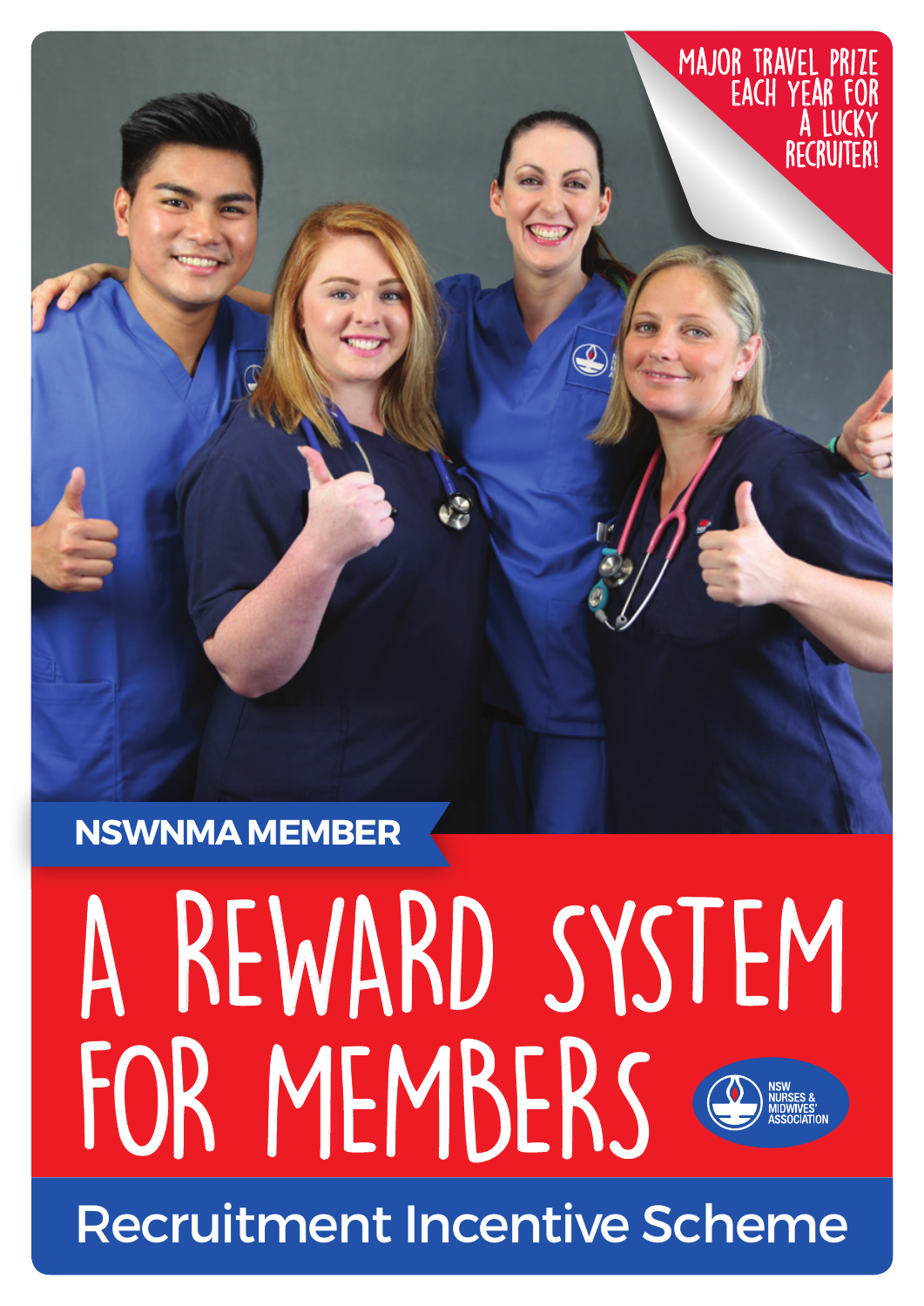MAJOR TRAVEL PRIZE EACH YEAR FOR A LUCKY RECRUITER!

**NSWNMA MEMBER**

# A REWARD SYSTEM FOR MEMBERS

NSW NURSES & MIDWIVES' ASSOCIATION

## Recruitment Incentive Scheme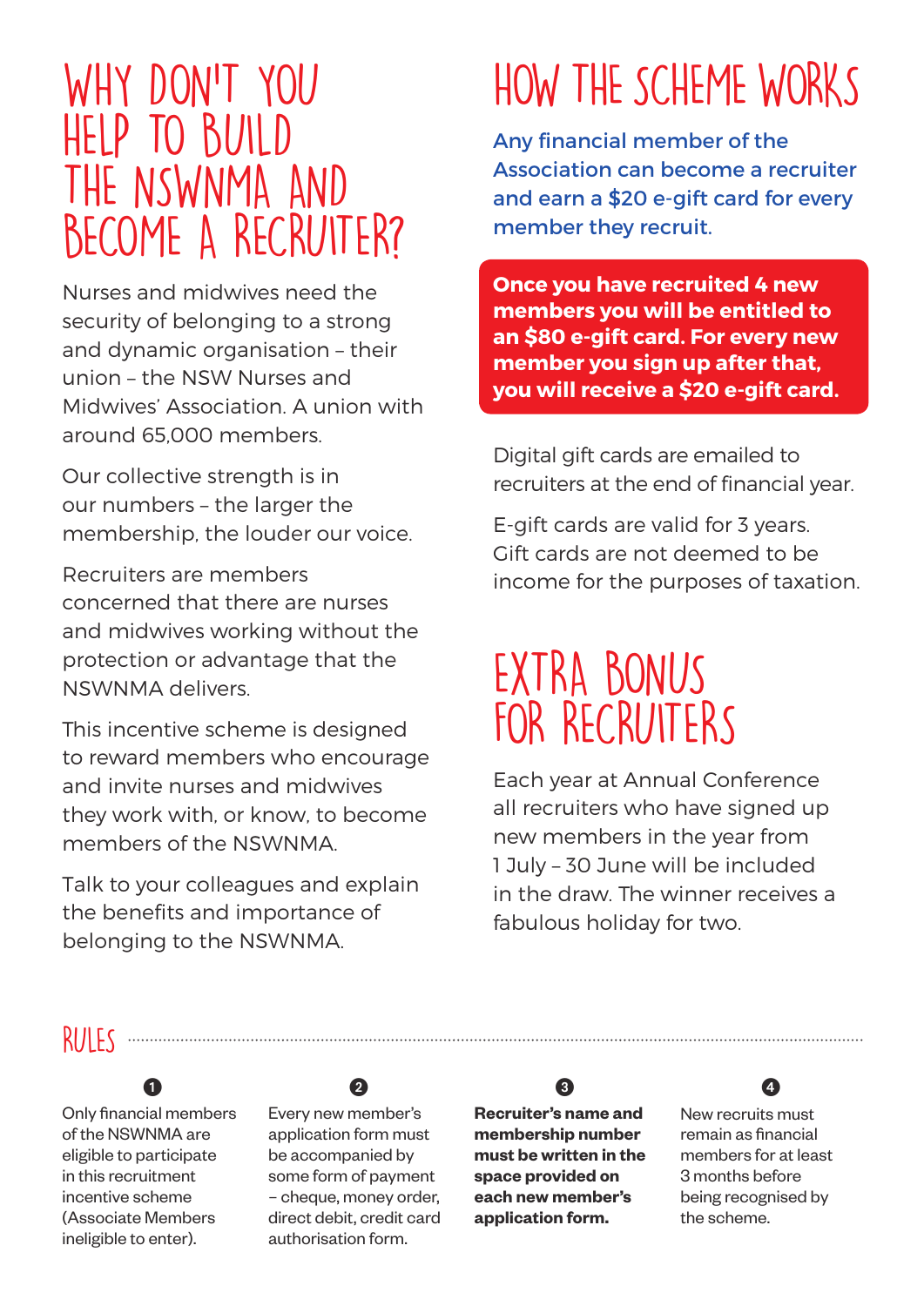# WHY DON'T YOU HELP TO BUILD THE NSWNMA AND BECOME A RECRUITER?

Nurses and midwives need the security of belonging to a strong and dynamic organisation – their union – the NSW Nurses and Midwives' Association. A union with around 65,000 members.

Our collective strength is in our numbers – the larger the membership, the louder our voice.

Recruiters are members concerned that there are nurses and midwives working without the protection or advantage that the NSWNMA delivers.

This incentive scheme is designed to reward members who encourage and invite nurses and midwives they work with, or know, to become members of the NSWNMA.

Talk to your colleagues and explain the benefits and importance of belonging to the NSWNMA.

# HOW THE SCHEME WORKS

Any financial member of the Association can become a recruiter and earn a $20 e-gift card for every member they recruit.

**Once you have recruited 4 new members you will be entitled to an $80 e-gift card. For every new member you sign up after that, you will receive a $20 e-gift card.**

Digital gift cards are emailed to recruiters at the end of financial year.

E-gift cards are valid for 3 years. Gift cards are not deemed to be income for the purposes of taxation.

# EXTRA BONUS FOR RECRUITERS

Each year at Annual Conference all recruiters who have signed up new members in the year from 1 July – 30 June will be included in the draw. The winner receives a fabulous holiday for two.

## RULES

1. Only financial members of the NSWNMA are eligible to participate in this recruitment incentive scheme (Associate Members ineligible to enter).
2. Every new member's application form must be accompanied by some form of payment – cheque, money order, direct debit, credit card authorisation form.
3. **Recruiter's name and membership number must be written in the space provided on each new member's application form.**
4. New recruits must remain as financial members for at least 3 months before being recognised by the scheme.